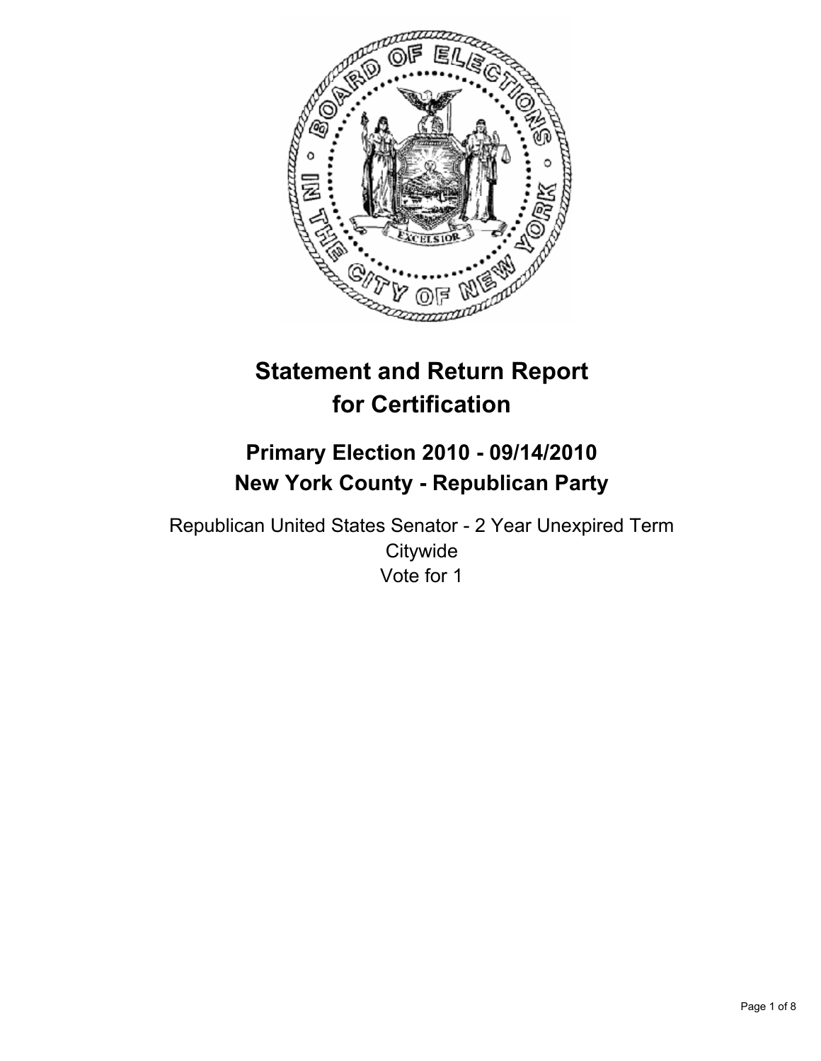# Statement and Return Report for Certification

## Primary Election 2010 - 09/14/2010
## New York County - Republican Party

Republican United States Senator - 2 Year Unexpired Term
Citywide
Vote for 1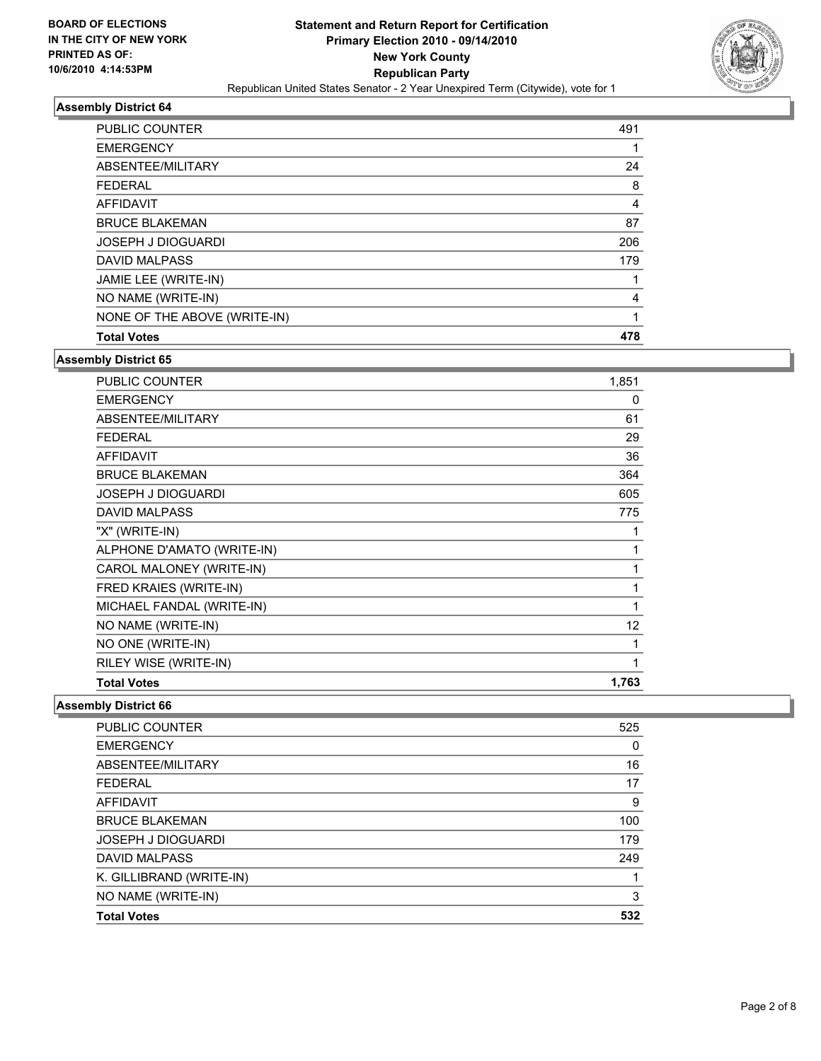**BOARD OF ELECTIONS IN THE CITY OF NEW YORK PRINTED AS OF: 10/6/2010 4:14:53PM**

# Statement and Return Report for Certification
## Primary Election 2010 - 09/14/2010
## New York County
## Republican Party
### Republican United States Senator - 2 Year Unexpired Term (Citywide), vote for 1

### Assembly District 64

| | |
|---|---|
| PUBLIC COUNTER | 491 |
| EMERGENCY | 1 |
| ABSENTEE/MILITARY | 24 |
| FEDERAL | 8 |
| AFFIDAVIT | 4 |
| BRUCE BLAKEMAN | 87 |
| JOSEPH J DIOGUARDI | 206 |
| DAVID MALPASS | 179 |
| JAMIE LEE (WRITE-IN) | 1 |
| NO NAME (WRITE-IN) | 4 |
| NONE OF THE ABOVE (WRITE-IN) | 1 |
| **Total Votes** | **478** |

### Assembly District 65

| | |
|---|---|
| PUBLIC COUNTER | 1,851 |
| EMERGENCY | 0 |
| ABSENTEE/MILITARY | 61 |
| FEDERAL | 29 |
| AFFIDAVIT | 36 |
| BRUCE BLAKEMAN | 364 |
| JOSEPH J DIOGUARDI | 605 |
| DAVID MALPASS | 775 |
| "X" (WRITE-IN) | 1 |
| ALPHONE D'AMATO (WRITE-IN) | 1 |
| CAROL MALONEY (WRITE-IN) | 1 |
| FRED KRAIES (WRITE-IN) | 1 |
| MICHAEL FANDAL (WRITE-IN) | 1 |
| NO NAME (WRITE-IN) | 12 |
| NO ONE (WRITE-IN) | 1 |
| RILEY WISE (WRITE-IN) | 1 |
| **Total Votes** | **1,763** |

### Assembly District 66

| | |
|---|---|
| PUBLIC COUNTER | 525 |
| EMERGENCY | 0 |
| ABSENTEE/MILITARY | 16 |
| FEDERAL | 17 |
| AFFIDAVIT | 9 |
| BRUCE BLAKEMAN | 100 |
| JOSEPH J DIOGUARDI | 179 |
| DAVID MALPASS | 249 |
| K. GILLIBRAND (WRITE-IN) | 1 |
| NO NAME (WRITE-IN) | 3 |
| **Total Votes** | **532** |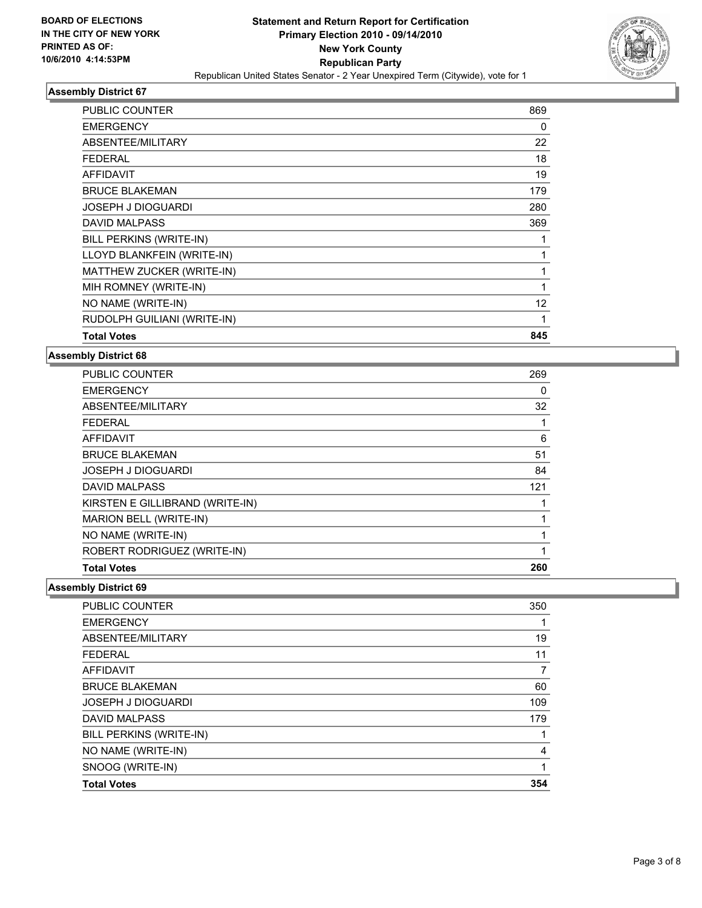**BOARD OF ELECTIONS IN THE CITY OF NEW YORK PRINTED AS OF: 10/6/2010 4:14:53PM**

**Statement and Return Report for Certification**
**Primary Election 2010 - 09/14/2010**
**New York County**
**Republican Party**
Republican United States Senator - 2 Year Unexpired Term (Citywide), vote for 1

### Assembly District 67

| | |
|---|---|
| PUBLIC COUNTER | 869 |
| EMERGENCY | 0 |
| ABSENTEE/MILITARY | 22 |
| FEDERAL | 18 |
| AFFIDAVIT | 19 |
| BRUCE BLAKEMAN | 179 |
| JOSEPH J DIOGUARDI | 280 |
| DAVID MALPASS | 369 |
| BILL PERKINS (WRITE-IN) | 1 |
| LLOYD BLANKFEIN (WRITE-IN) | 1 |
| MATTHEW ZUCKER (WRITE-IN) | 1 |
| MIH ROMNEY (WRITE-IN) | 1 |
| NO NAME (WRITE-IN) | 12 |
| RUDOLPH GUILIANI (WRITE-IN) | 1 |
| **Total Votes** | **845** |

### Assembly District 68

| | |
|---|---|
| PUBLIC COUNTER | 269 |
| EMERGENCY | 0 |
| ABSENTEE/MILITARY | 32 |
| FEDERAL | 1 |
| AFFIDAVIT | 6 |
| BRUCE BLAKEMAN | 51 |
| JOSEPH J DIOGUARDI | 84 |
| DAVID MALPASS | 121 |
| KIRSTEN E GILLIBRAND (WRITE-IN) | 1 |
| MARION BELL (WRITE-IN) | 1 |
| NO NAME (WRITE-IN) | 1 |
| ROBERT RODRIGUEZ (WRITE-IN) | 1 |
| **Total Votes** | **260** |

### Assembly District 69

| | |
|---|---|
| PUBLIC COUNTER | 350 |
| EMERGENCY | 1 |
| ABSENTEE/MILITARY | 19 |
| FEDERAL | 11 |
| AFFIDAVIT | 7 |
| BRUCE BLAKEMAN | 60 |
| JOSEPH J DIOGUARDI | 109 |
| DAVID MALPASS | 179 |
| BILL PERKINS (WRITE-IN) | 1 |
| NO NAME (WRITE-IN) | 4 |
| SNOOG (WRITE-IN) | 1 |
| **Total Votes** | **354** |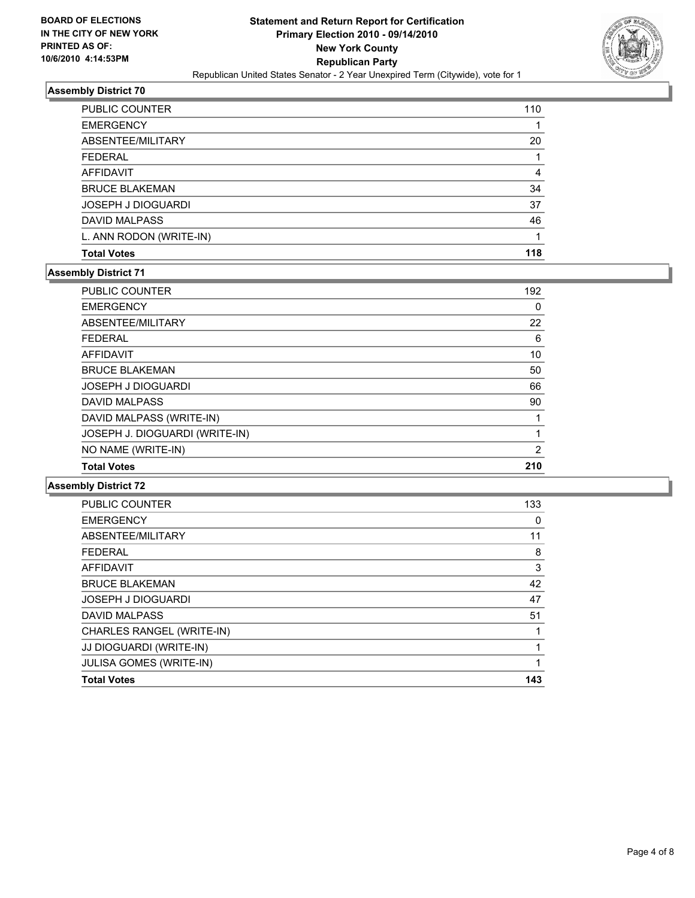### Assembly District 70

| | |
|---|---|
| PUBLIC COUNTER | 110 |
| EMERGENCY | 1 |
| ABSENTEE/MILITARY | 20 |
| FEDERAL | 1 |
| AFFIDAVIT | 4 |
| BRUCE BLAKEMAN | 34 |
| JOSEPH J DIOGUARDI | 37 |
| DAVID MALPASS | 46 |
| L. ANN RODON (WRITE-IN) | 1 |
| **Total Votes** | **118** |

### Assembly District 71

| | |
|---|---|
| PUBLIC COUNTER | 192 |
| EMERGENCY | 0 |
| ABSENTEE/MILITARY | 22 |
| FEDERAL | 6 |
| AFFIDAVIT | 10 |
| BRUCE BLAKEMAN | 50 |
| JOSEPH J DIOGUARDI | 66 |
| DAVID MALPASS | 90 |
| DAVID MALPASS (WRITE-IN) | 1 |
| JOSEPH J. DIOGUARDI (WRITE-IN) | 1 |
| NO NAME (WRITE-IN) | 2 |
| **Total Votes** | **210** |

### Assembly District 72

| | |
|---|---|
| PUBLIC COUNTER | 133 |
| EMERGENCY | 0 |
| ABSENTEE/MILITARY | 11 |
| FEDERAL | 8 |
| AFFIDAVIT | 3 |
| BRUCE BLAKEMAN | 42 |
| JOSEPH J DIOGUARDI | 47 |
| DAVID MALPASS | 51 |
| CHARLES RANGEL (WRITE-IN) | 1 |
| JJ DIOGUARDI (WRITE-IN) | 1 |
| JULISA GOMES (WRITE-IN) | 1 |
| **Total Votes** | **143** |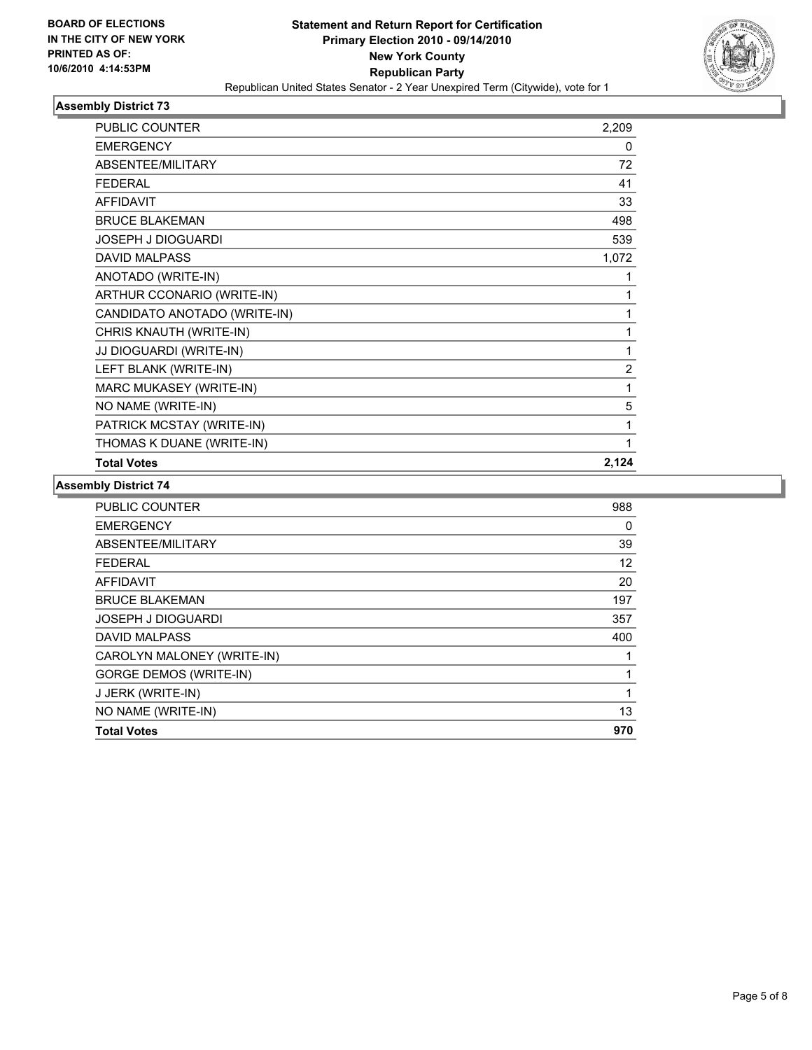**BOARD OF ELECTIONS IN THE CITY OF NEW YORK PRINTED AS OF: 10/6/2010 4:14:53PM**

**Statement and Return Report for Certification**
**Primary Election 2010 - 09/14/2010**
**New York County**
**Republican Party**
Republican United States Senator - 2 Year Unexpired Term (Citywide), vote for 1

### Assembly District 73

| | |
|---|---|
| PUBLIC COUNTER | 2,209 |
| EMERGENCY | 0 |
| ABSENTEE/MILITARY | 72 |
| FEDERAL | 41 |
| AFFIDAVIT | 33 |
| BRUCE BLAKEMAN | 498 |
| JOSEPH J DIOGUARDI | 539 |
| DAVID MALPASS | 1,072 |
| ANOTADO (WRITE-IN) | 1 |
| ARTHUR CCONARIO (WRITE-IN) | 1 |
| CANDIDATO ANOTADO (WRITE-IN) | 1 |
| CHRIS KNAUTH (WRITE-IN) | 1 |
| JJ DIOGUARDI (WRITE-IN) | 1 |
| LEFT BLANK (WRITE-IN) | 2 |
| MARC MUKASEY (WRITE-IN) | 1 |
| NO NAME (WRITE-IN) | 5 |
| PATRICK MCSTAY (WRITE-IN) | 1 |
| THOMAS K DUANE (WRITE-IN) | 1 |
| **Total Votes** | **2,124** |

### Assembly District 74

| | |
|---|---|
| PUBLIC COUNTER | 988 |
| EMERGENCY | 0 |
| ABSENTEE/MILITARY | 39 |
| FEDERAL | 12 |
| AFFIDAVIT | 20 |
| BRUCE BLAKEMAN | 197 |
| JOSEPH J DIOGUARDI | 357 |
| DAVID MALPASS | 400 |
| CAROLYN MALONEY (WRITE-IN) | 1 |
| GORGE DEMOS (WRITE-IN) | 1 |
| J JERK (WRITE-IN) | 1 |
| NO NAME (WRITE-IN) | 13 |
| **Total Votes** | **970** |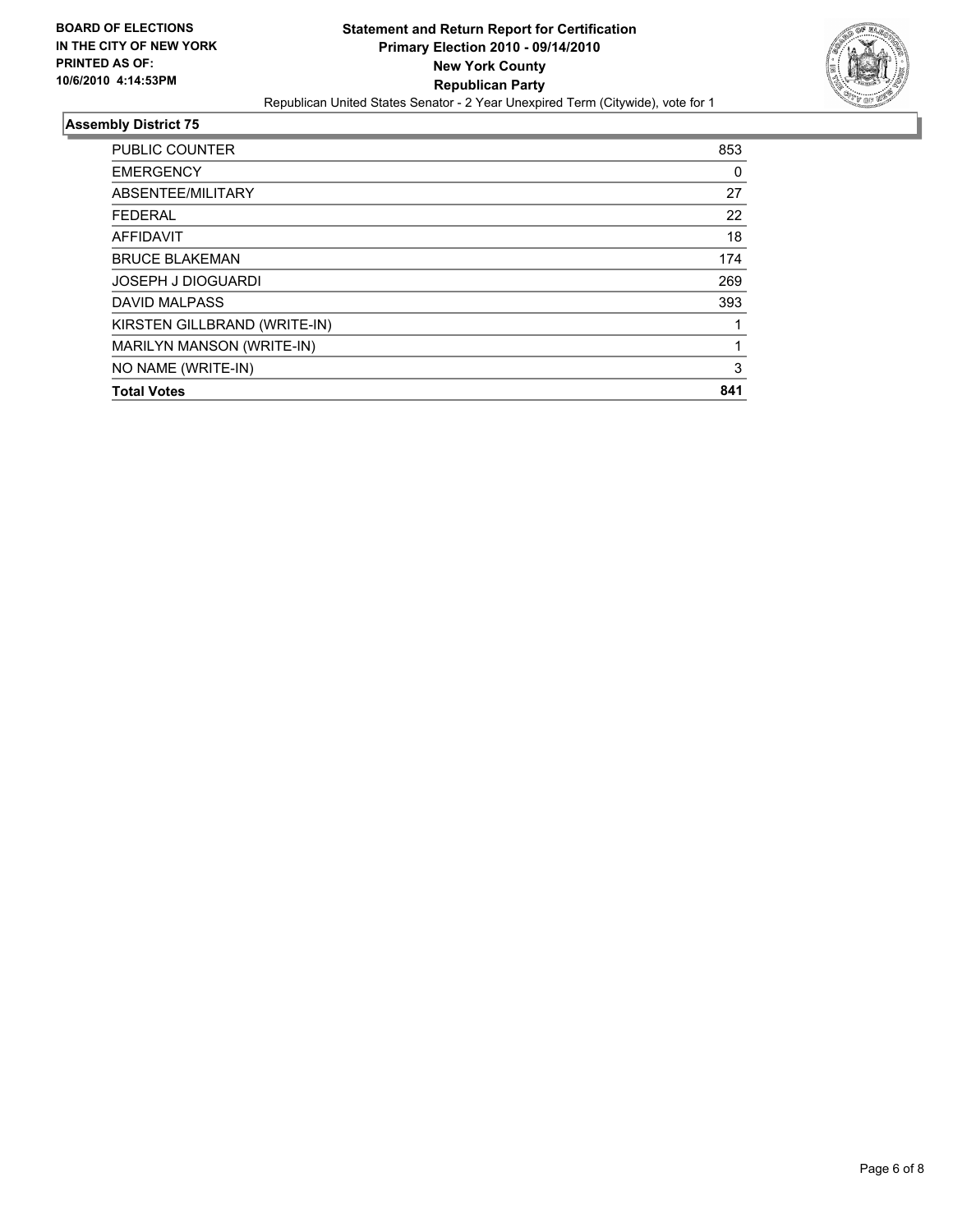**BOARD OF ELECTIONS IN THE CITY OF NEW YORK PRINTED AS OF: 10/6/2010 4:14:53PM**

**Statement and Return Report for Certification**
**Primary Election 2010 - 09/14/2010**
**New York County**
**Republican Party**
Republican United States Senator - 2 Year Unexpired Term (Citywide), vote for 1

### Assembly District 75

| | |
|---|---|
| PUBLIC COUNTER | 853 |
| EMERGENCY | 0 |
| ABSENTEE/MILITARY | 27 |
| FEDERAL | 22 |
| AFFIDAVIT | 18 |
| BRUCE BLAKEMAN | 174 |
| JOSEPH J DIOGUARDI | 269 |
| DAVID MALPASS | 393 |
| KIRSTEN GILLBRAND (WRITE-IN) | 1 |
| MARILYN MANSON (WRITE-IN) | 1 |
| NO NAME (WRITE-IN) | 3 |
| **Total Votes** | **841** |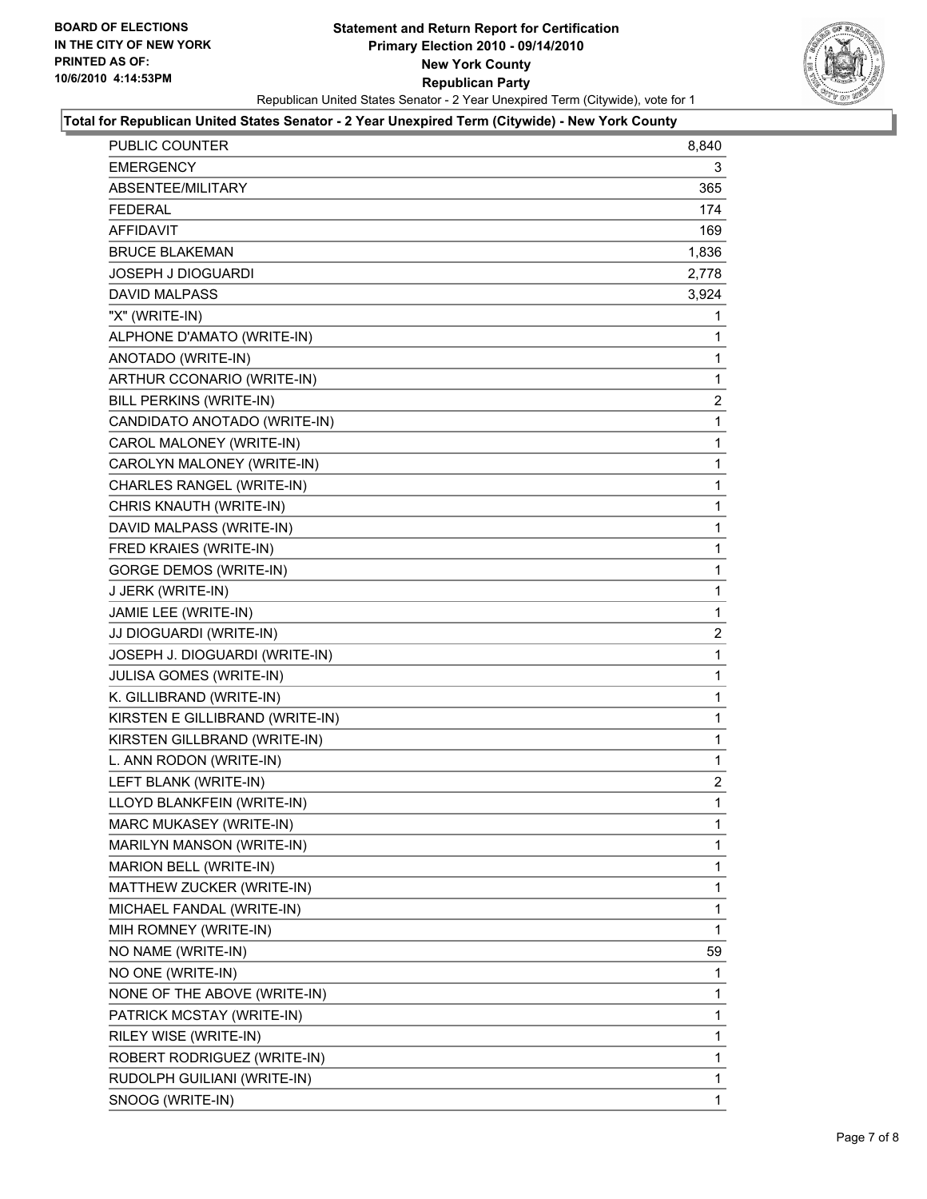**BOARD OF ELECTIONS IN THE CITY OF NEW YORK PRINTED AS OF: 10/6/2010 4:14:53PM**

# Statement and Return Report for Certification
## Primary Election 2010 - 09/14/2010
## New York County
## Republican Party

Republican United States Senator - 2 Year Unexpired Term (Citywide), vote for 1

### Total for Republican United States Senator - 2 Year Unexpired Term (Citywide) - New York County

| | |
|---|---|
| PUBLIC COUNTER | 8,840 |
| EMERGENCY | 3 |
| ABSENTEE/MILITARY | 365 |
| FEDERAL | 174 |
| AFFIDAVIT | 169 |
| BRUCE BLAKEMAN | 1,836 |
| JOSEPH J DIOGUARDI | 2,778 |
| DAVID MALPASS | 3,924 |
| "X" (WRITE-IN) | 1 |
| ALPHONE D'AMATO (WRITE-IN) | 1 |
| ANOTADO (WRITE-IN) | 1 |
| ARTHUR CCONARIO (WRITE-IN) | 1 |
| BILL PERKINS (WRITE-IN) | 2 |
| CANDIDATO ANOTADO (WRITE-IN) | 1 |
| CAROL MALONEY (WRITE-IN) | 1 |
| CAROLYN MALONEY (WRITE-IN) | 1 |
| CHARLES RANGEL (WRITE-IN) | 1 |
| CHRIS KNAUTH (WRITE-IN) | 1 |
| DAVID MALPASS (WRITE-IN) | 1 |
| FRED KRAIES (WRITE-IN) | 1 |
| GORGE DEMOS (WRITE-IN) | 1 |
| J JERK (WRITE-IN) | 1 |
| JAMIE LEE (WRITE-IN) | 1 |
| JJ DIOGUARDI (WRITE-IN) | 2 |
| JOSEPH J. DIOGUARDI (WRITE-IN) | 1 |
| JULISA GOMES (WRITE-IN) | 1 |
| K. GILLIBRAND (WRITE-IN) | 1 |
| KIRSTEN E GILLIBRAND (WRITE-IN) | 1 |
| KIRSTEN GILLBRAND (WRITE-IN) | 1 |
| L. ANN RODON (WRITE-IN) | 1 |
| LEFT BLANK (WRITE-IN) | 2 |
| LLOYD BLANKFEIN (WRITE-IN) | 1 |
| MARC MUKASEY (WRITE-IN) | 1 |
| MARILYN MANSON (WRITE-IN) | 1 |
| MARION BELL (WRITE-IN) | 1 |
| MATTHEW ZUCKER (WRITE-IN) | 1 |
| MICHAEL FANDAL (WRITE-IN) | 1 |
| MIH ROMNEY (WRITE-IN) | 1 |
| NO NAME (WRITE-IN) | 59 |
| NO ONE (WRITE-IN) | 1 |
| NONE OF THE ABOVE (WRITE-IN) | 1 |
| PATRICK MCSTAY (WRITE-IN) | 1 |
| RILEY WISE (WRITE-IN) | 1 |
| ROBERT RODRIGUEZ (WRITE-IN) | 1 |
| RUDOLPH GUILIANI (WRITE-IN) | 1 |
| SNOOG (WRITE-IN) | 1 |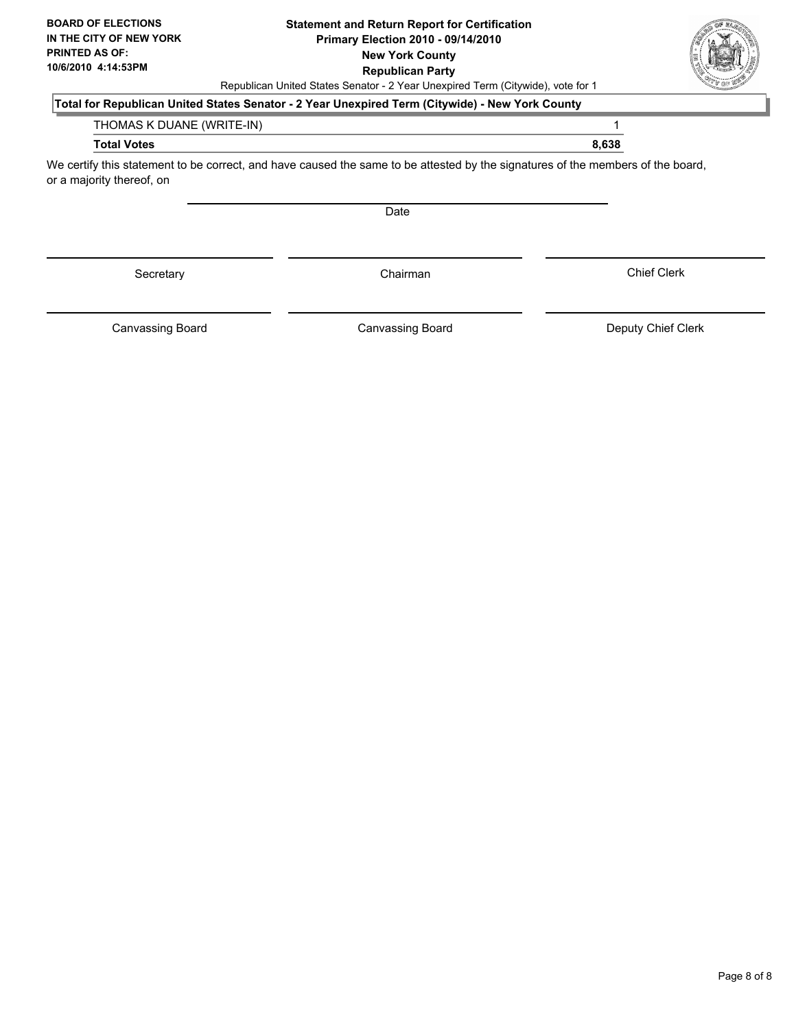**BOARD OF ELECTIONS IN THE CITY OF NEW YORK PRINTED AS OF: 10/6/2010 4:14:53PM**

**Statement and Return Report for Certification**
**Primary Election 2010 - 09/14/2010**
**New York County**
**Republican Party**

Republican United States Senator - 2 Year Unexpired Term (Citywide), vote for 1

**Total for Republican United States Senator - 2 Year Unexpired Term (Citywide) - New York County**

| | |
|---|---|
| THOMAS K DUANE (WRITE-IN) | 1 |
| **Total Votes** | **8,638** |

We certify this statement to be correct, and have caused the same to be attested by the signatures of the members of the board, or a majority thereof, on

Date

Secretary

Chairman

Chief Clerk

Canvassing Board

Canvassing Board

Deputy Chief Clerk